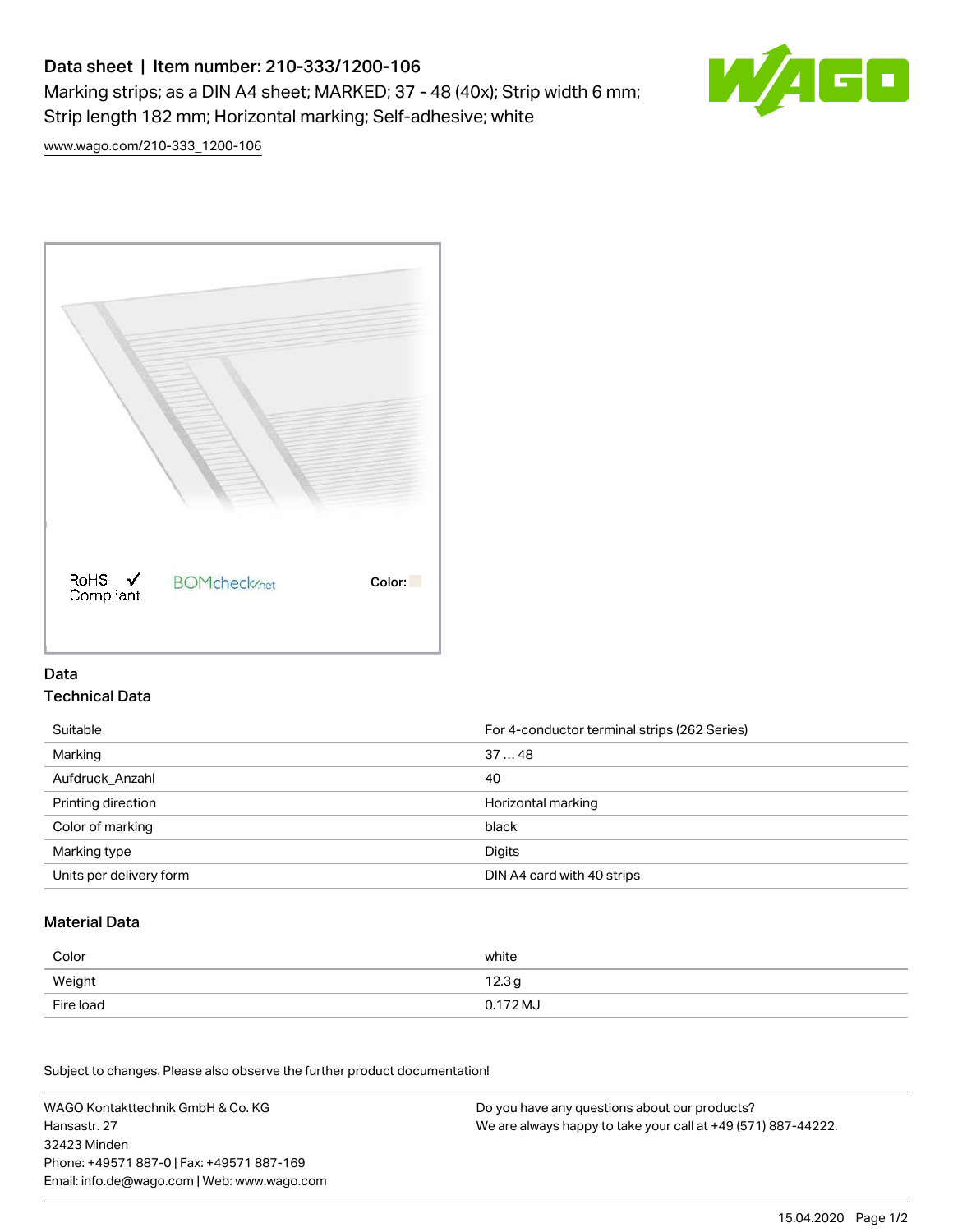# Data sheet | Item number: 210-333/1200-106

Marking strips; as a DIN A4 sheet; MARKED; 37 - 48 (40x); Strip width 6 mm; Strip length 182 mm; Horizontal marking; Self-adhesive; white

www.wago.com/210-333_1200-106

RoHS Compliant | BOMcheck.net | Color:

## Data

### Technical Data

| | |
|---|---|
| Suitable | For 4-conductor terminal strips (262 Series) |
| Marking | 37 … 48 |
| Aufdruck_Anzahl | 40 |
| Printing direction | Horizontal marking |
| Color of marking | black |
| Marking type | Digits |
| Units per delivery form | DIN A4 card with 40 strips |

### Material Data

| | |
|---|---|
| Color | white |
| Weight | 12.3 g |
| Fire load | 0.172 MJ |

Subject to changes. Please also observe the further product documentation!

WAGO Kontakttechnik GmbH & Co. KG
Hansastr. 27
32423 Minden
Phone: +49571 887-0 | Fax: +49571 887-169
Email: info.de@wago.com | Web: www.wago.com

Do you have any questions about our products?
We are always happy to take your call at +49 (571) 887-44222.

15.04.2020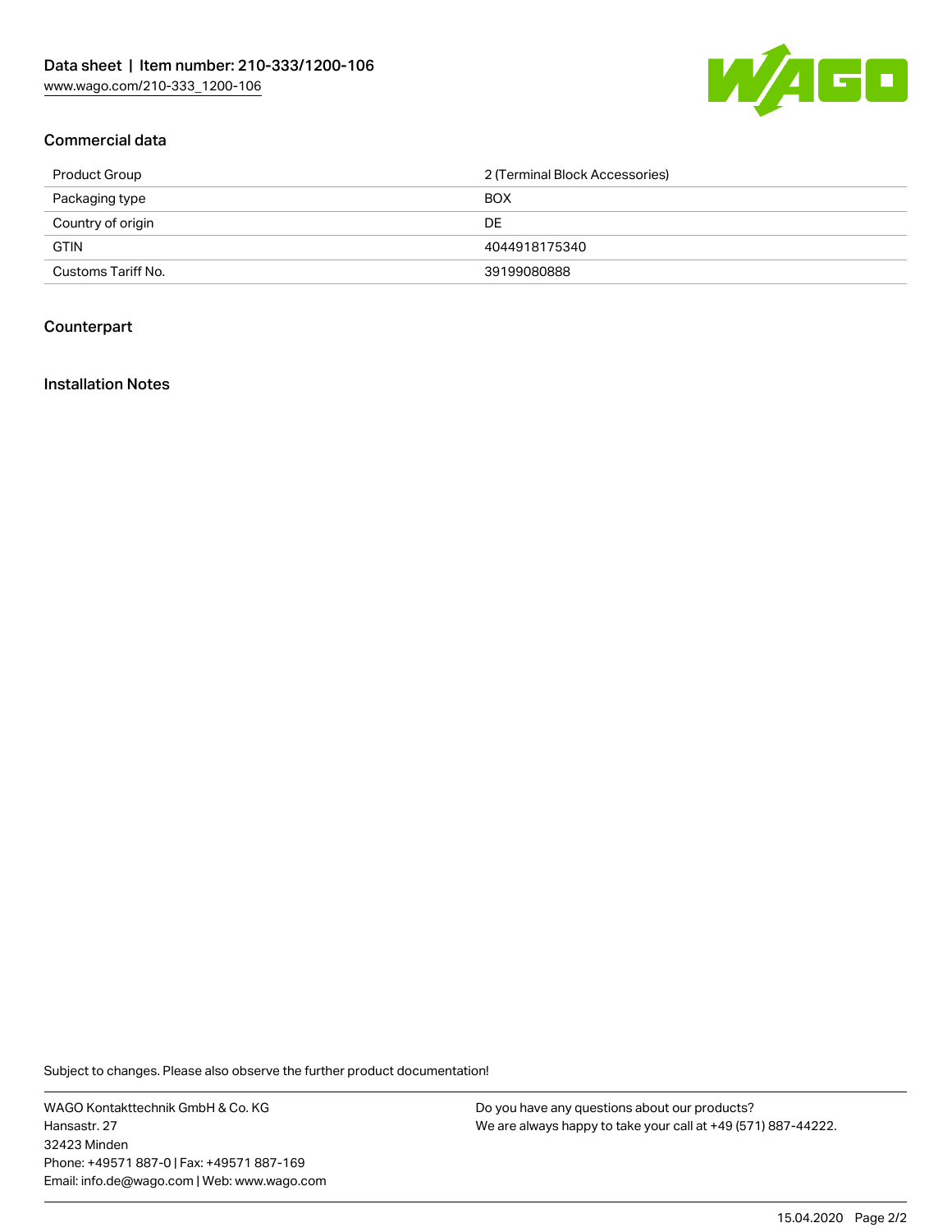## Commercial data

| | |
|---|---|
| Product Group | 2 (Terminal Block Accessories) |
| Packaging type | BOX |
| Country of origin | DE |
| GTIN | 4044918175340 |
| Customs Tariff No. | 39199080888 |

## Counterpart

## Installation Notes

Subject to changes. Please also observe the further product documentation!

WAGO Kontakttechnik GmbH & Co. KG
Hansastr. 27
32423 Minden
Phone: +49571 887-0 | Fax: +49571 887-169
Email: info.de@wago.com | Web: www.wago.com

Do you have any questions about our products?
We are always happy to take your call at +49 (571) 887-44222.